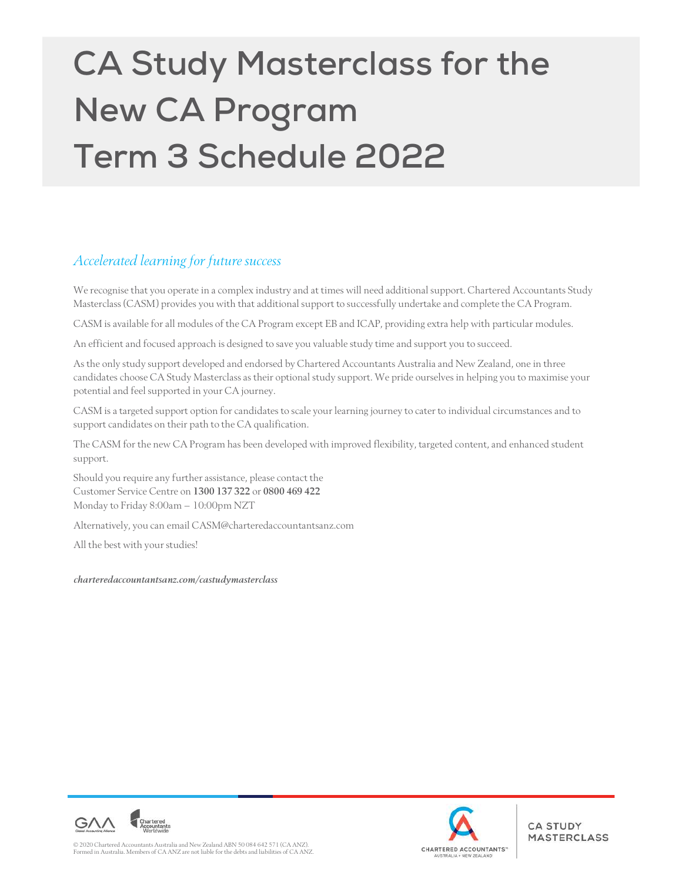# CA Study Masterclass for the New CA Program Term 3 Schedule 2022

## *Accelerated learning for future success*

We recognise that you operate in a complex industry and at times will need additional support. Chartered Accountants Study Masterclass (CASM) provides you with that additional support to successfully undertake and complete the CA Program.

CASM is available for all modules of the CA Program except EB and ICAP, providing extra help with particular modules.

An efficient and focused approach is designed to save you valuable study time and support you to succeed.

As the only study support developed and endorsed by Chartered Accountants Australia and New Zealand, one in three candidates choose CA Study Masterclass as their optional study support. We pride ourselves in helping you to maximise your potential and feel supported in your CA journey.

CASM is a targeted support option for candidates to scale your learning journey to cater to individual circumstances and to support candidates on their path to the CA qualification.

The CASM for the new CA Program has been developed with improved flexibility, targeted content, and enhanced student support.

Should you require any further assistance, please contact the Customer Service Centre on **1300 137 322** or **0800 469 422** Monday to Friday 8:00am – 10:00pm NZT

Alternatively, you can email CASM@charteredaccountantsanz.com

All the best with your studies!

***charteredaccountantsanz.com/castudymasterclass***

© 2020 Chartered Accountants Australia and New Zealand ABN 50 084 642 571 (CA ANZ). Formed in Australia. Members of CA ANZ are not liable for the debts and liabilities of CA ANZ.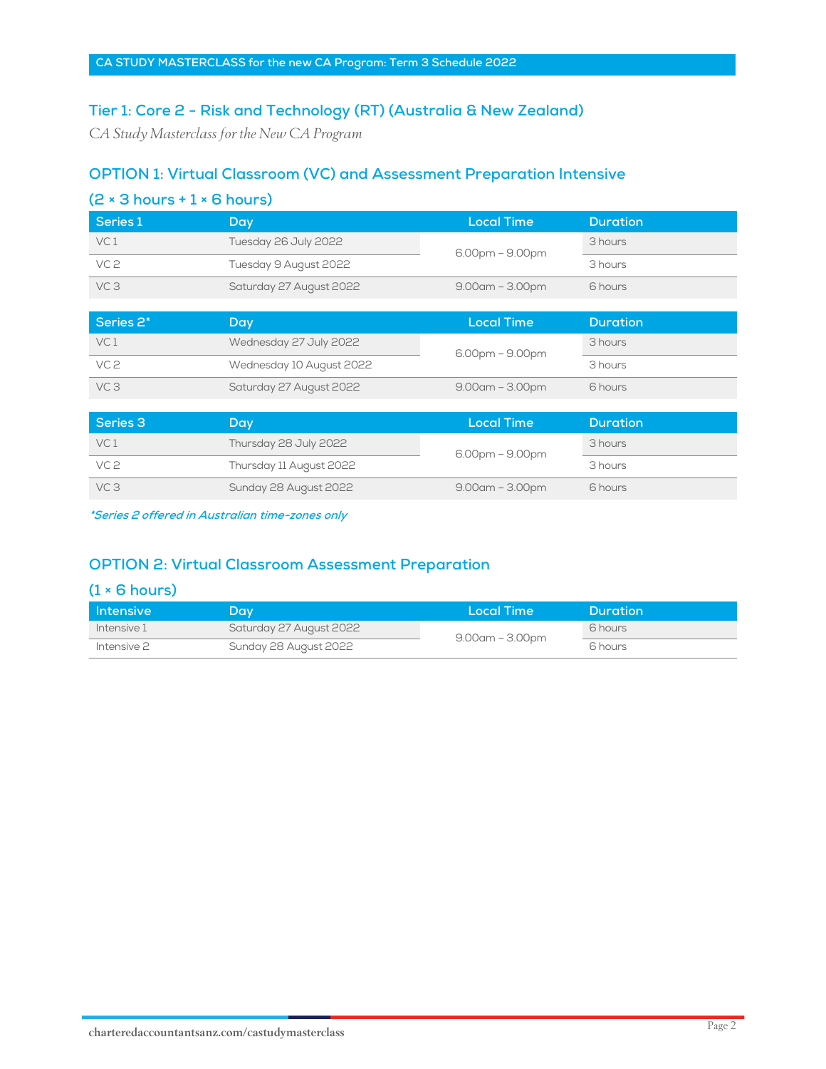## Tier 1: Core 2 – Risk and Technology (RT) (Australia & New Zealand)

*CA Study Masterclass for the New CA Program*

### OPTION 1: Virtual Classroom (VC) and Assessment Preparation Intensive

### (2 × 3 hours + 1 × 6 hours)

| Series 1 | Day | Local Time | Duration |
|---|---|---|---|
| VC 1 | Tuesday 26 July 2022 | 6.00pm – 9.00pm | 3 hours |
| VC 2 | Tuesday 9 August 2022 | 6.00pm – 9.00pm | 3 hours |
| VC 3 | Saturday 27 August 2022 | 9.00am – 3.00pm | 6 hours |

| Series 2* | Day | Local Time | Duration |
|---|---|---|---|
| VC 1 | Wednesday 27 July 2022 | 6.00pm – 9.00pm | 3 hours |
| VC 2 | Wednesday 10 August 2022 | 6.00pm – 9.00pm | 3 hours |
| VC 3 | Saturday 27 August 2022 | 9.00am – 3.00pm | 6 hours |

| Series 3 | Day | Local Time | Duration |
|---|---|---|---|
| VC 1 | Thursday 28 July 2022 | 6.00pm – 9.00pm | 3 hours |
| VC 2 | Thursday 11 August 2022 | 6.00pm – 9.00pm | 3 hours |
| VC 3 | Sunday 28 August 2022 | 9.00am – 3.00pm | 6 hours |

***Series 2 offered in Australian time-zones only***

### OPTION 2: Virtual Classroom Assessment Preparation

### (1 × 6 hours)

| Intensive | Day | Local Time | Duration |
|---|---|---|---|
| Intensive 1 | Saturday 27 August 2022 | 9.00am – 3.00pm | 6 hours |
| Intensive 2 | Sunday 28 August 2022 | 9.00am – 3.00pm | 6 hours |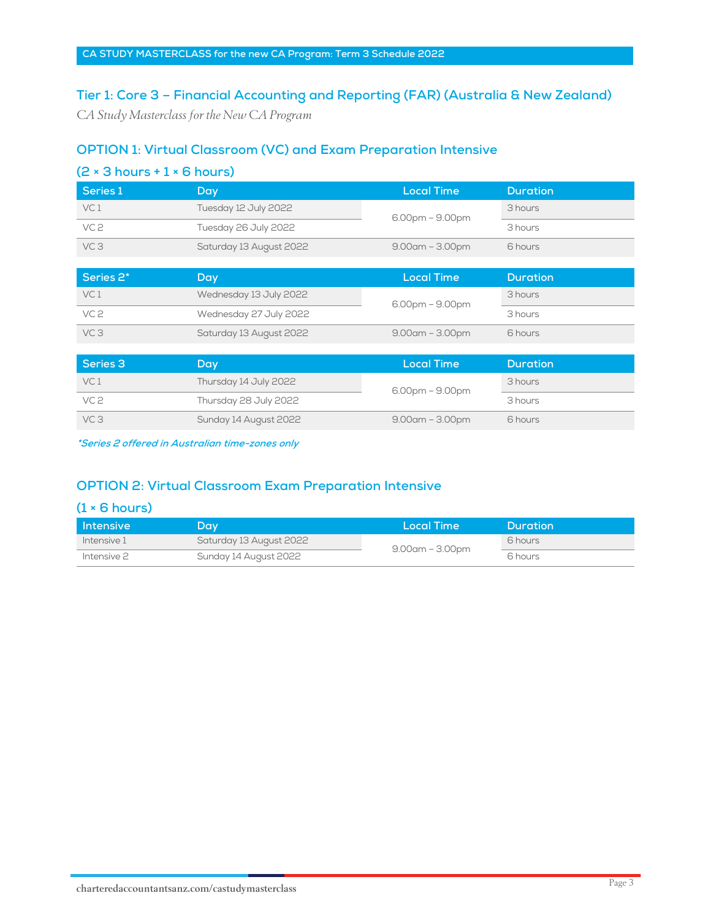## Tier 1: Core 3 – Financial Accounting and Reporting (FAR) (Australia & New Zealand)

*CA Study Masterclass for the New CA Program*

### OPTION 1: Virtual Classroom (VC) and Exam Preparation Intensive

### (2 × 3 hours + 1 × 6 hours)

| Series 1 | Day | Local Time | Duration |
|---|---|---|---|
| VC 1 | Tuesday 12 July 2022 | 6.00pm – 9.00pm | 3 hours |
| VC 2 | Tuesday 26 July 2022 | 6.00pm – 9.00pm | 3 hours |
| VC 3 | Saturday 13 August 2022 | 9.00am – 3.00pm | 6 hours |

| Series 2* | Day | Local Time | Duration |
|---|---|---|---|
| VC 1 | Wednesday 13 July 2022 | 6.00pm – 9.00pm | 3 hours |
| VC 2 | Wednesday 27 July 2022 | 6.00pm – 9.00pm | 3 hours |
| VC 3 | Saturday 13 August 2022 | 9.00am – 3.00pm | 6 hours |

| Series 3 | Day | Local Time | Duration |
|---|---|---|---|
| VC 1 | Thursday 14 July 2022 | 6.00pm – 9.00pm | 3 hours |
| VC 2 | Thursday 28 July 2022 | 6.00pm – 9.00pm | 3 hours |
| VC 3 | Sunday 14 August 2022 | 9.00am – 3.00pm | 6 hours |

*\*Series 2 offered in Australian time-zones only*

### OPTION 2: Virtual Classroom Exam Preparation Intensive

### (1 × 6 hours)

| Intensive | Day | Local Time | Duration |
|---|---|---|---|
| Intensive 1 | Saturday 13 August 2022 | 9.00am – 3.00pm | 6 hours |
| Intensive 2 | Sunday 14 August 2022 | 9.00am – 3.00pm | 6 hours |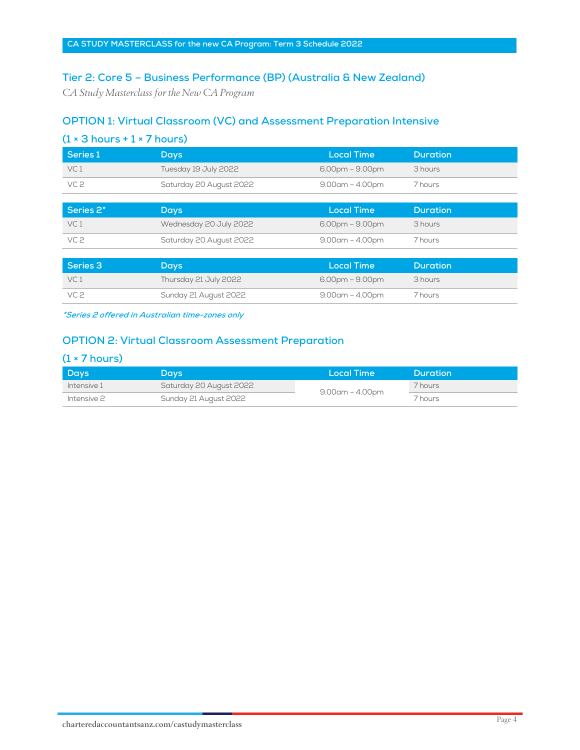## Tier 2: Core 5 – Business Performance (BP) (Australia & New Zealand)

*CA Study Masterclass for the New CA Program*

### OPTION 1: Virtual Classroom (VC) and Assessment Preparation Intensive

### (1 × 3 hours + 1 × 7 hours)

| Series 1 | Days | Local Time | Duration |
|---|---|---|---|
| VC 1 | Tuesday 19 July 2022 | 6.00pm – 9.00pm | 3 hours |
| VC 2 | Saturday 20 August 2022 | 9.00am – 4.00pm | 7 hours |

| Series 2* | Days | Local Time | Duration |
|---|---|---|---|
| VC 1 | Wednesday 20 July 2022 | 6.00pm – 9.00pm | 3 hours |
| VC 2 | Saturday 20 August 2022 | 9.00am – 4.00pm | 7 hours |

| Series 3 | Days | Local Time | Duration |
|---|---|---|---|
| VC 1 | Thursday 21 July 2022 | 6.00pm – 9.00pm | 3 hours |
| VC 2 | Sunday 21 August 2022 | 9.00am – 4.00pm | 7 hours |

***Series 2 offered in Australian time-zones only***

### OPTION 2: Virtual Classroom Assessment Preparation

### (1 × 7 hours)

| Days | Days | Local Time | Duration |
|---|---|---|---|
| Intensive 1 | Saturday 20 August 2022 | 9.00am – 4.00pm | 7 hours |
| Intensive 2 | Sunday 21 August 2022 | | 7 hours |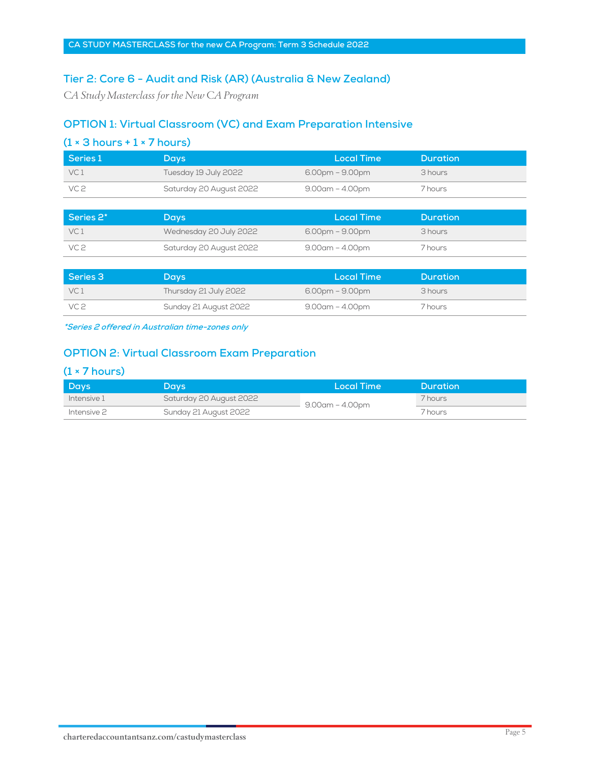## Tier 2: Core 6 - Audit and Risk (AR) (Australia & New Zealand)

*CA Study Masterclass for the New CA Program*

### OPTION 1: Virtual Classroom (VC) and Exam Preparation Intensive

### (1 × 3 hours + 1 × 7 hours)

| Series 1 | Days | Local Time | Duration |
|---|---|---|---|
| VC 1 | Tuesday 19 July 2022 | 6.00pm – 9.00pm | 3 hours |
| VC 2 | Saturday 20 August 2022 | 9.00am – 4.00pm | 7 hours |

| Series 2* | Days | Local Time | Duration |
|---|---|---|---|
| VC 1 | Wednesday 20 July 2022 | 6.00pm – 9.00pm | 3 hours |
| VC 2 | Saturday 20 August 2022 | 9.00am – 4.00pm | 7 hours |

| Series 3 | Days | Local Time | Duration |
|---|---|---|---|
| VC 1 | Thursday 21 July 2022 | 6.00pm – 9.00pm | 3 hours |
| VC 2 | Sunday 21 August 2022 | 9.00am – 4.00pm | 7 hours |

***Series 2 offered in Australian time-zones only***

### OPTION 2: Virtual Classroom Exam Preparation

### (1 × 7 hours)

| Days | Days | Local Time | Duration |
|---|---|---|---|
| Intensive 1 | Saturday 20 August 2022 | 9.00am – 4.00pm | 7 hours |
| Intensive 2 | Sunday 21 August 2022 | | 7 hours |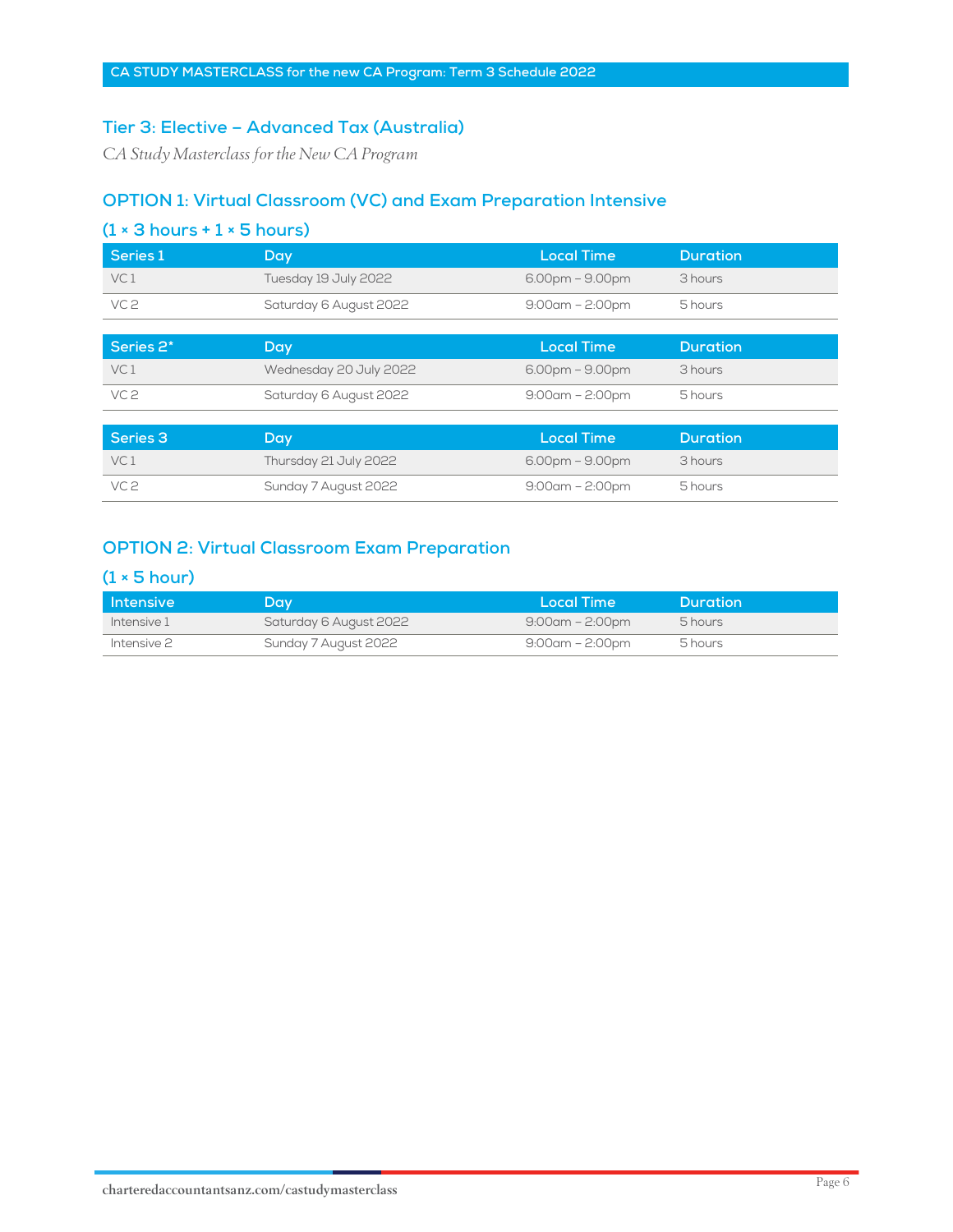## Tier 3: Elective – Advanced Tax (Australia)

*CA Study Masterclass for the New CA Program*

### OPTION 1: Virtual Classroom (VC) and Exam Preparation Intensive

### (1 × 3 hours + 1 × 5 hours)

| Series 1 | Day | Local Time | Duration |
|---|---|---|---|
| VC 1 | Tuesday 19 July 2022 | 6.00pm – 9.00pm | 3 hours |
| VC 2 | Saturday 6 August 2022 | 9:00am – 2:00pm | 5 hours |

| Series 2* | Day | Local Time | Duration |
|---|---|---|---|
| VC 1 | Wednesday 20 July 2022 | 6.00pm – 9.00pm | 3 hours |
| VC 2 | Saturday 6 August 2022 | 9:00am – 2:00pm | 5 hours |

| Series 3 | Day | Local Time | Duration |
|---|---|---|---|
| VC 1 | Thursday 21 July 2022 | 6.00pm – 9.00pm | 3 hours |
| VC 2 | Sunday 7 August 2022 | 9:00am – 2:00pm | 5 hours |

### OPTION 2: Virtual Classroom Exam Preparation

### (1 × 5 hour)

| Intensive | Day | Local Time | Duration |
|---|---|---|---|
| Intensive 1 | Saturday 6 August 2022 | 9:00am – 2:00pm | 5 hours |
| Intensive 2 | Sunday 7 August 2022 | 9:00am – 2:00pm | 5 hours |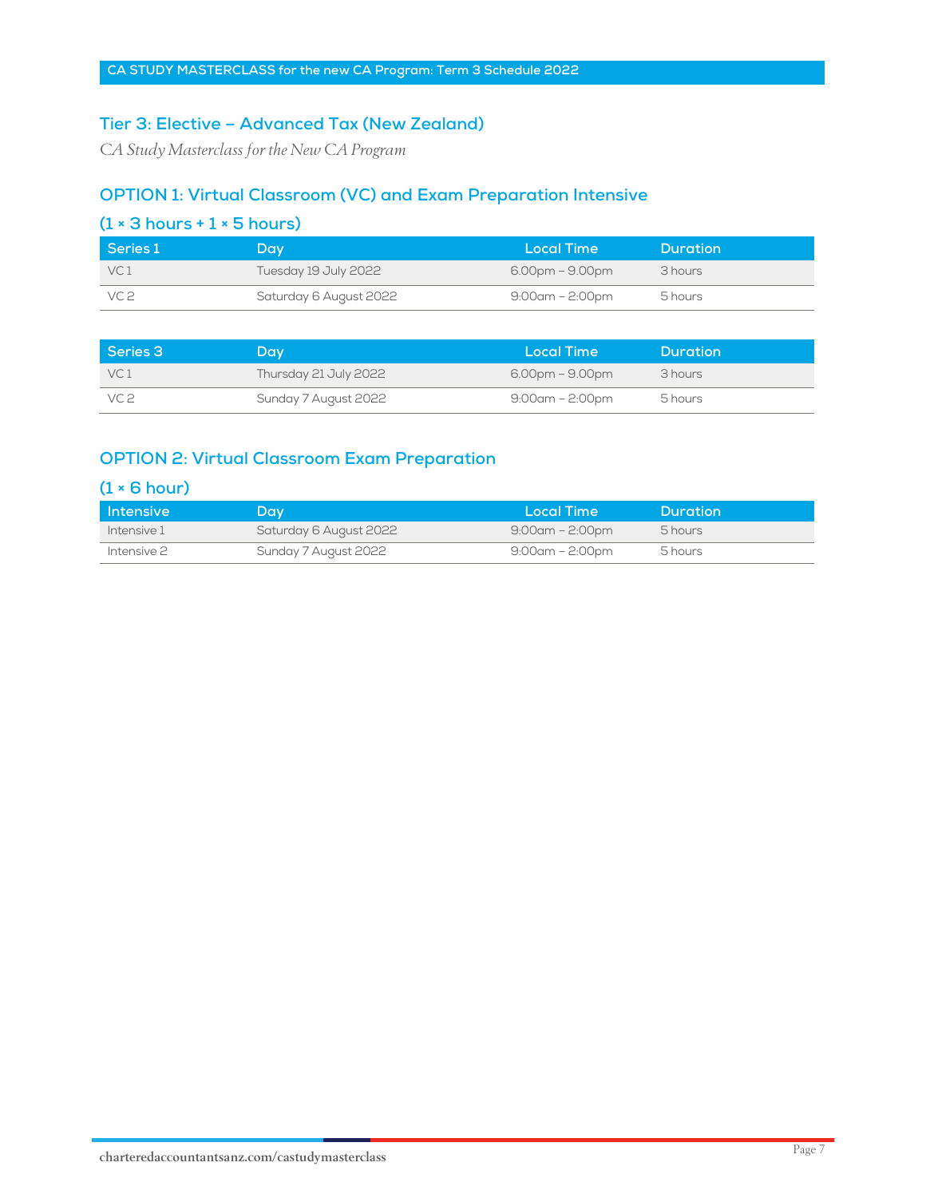## Tier 3: Elective – Advanced Tax (New Zealand)

*CA Study Masterclass for the New CA Program*

### OPTION 1: Virtual Classroom (VC) and Exam Preparation Intensive

#### (1 × 3 hours + 1 × 5 hours)

| Series 1 | Day | Local Time | Duration |
|---|---|---|---|
| VC 1 | Tuesday 19 July 2022 | 6.00pm – 9.00pm | 3 hours |
| VC 2 | Saturday 6 August 2022 | 9:00am – 2:00pm | 5 hours |

| Series 3 | Day | Local Time | Duration |
|---|---|---|---|
| VC 1 | Thursday 21 July 2022 | 6.00pm – 9.00pm | 3 hours |
| VC 2 | Sunday 7 August 2022 | 9:00am – 2:00pm | 5 hours |

### OPTION 2: Virtual Classroom Exam Preparation

#### (1 × 6 hour)

| Intensive | Day | Local Time | Duration |
|---|---|---|---|
| Intensive 1 | Saturday 6 August 2022 | 9:00am – 2:00pm | 5 hours |
| Intensive 2 | Sunday 7 August 2022 | 9:00am – 2:00pm | 5 hours |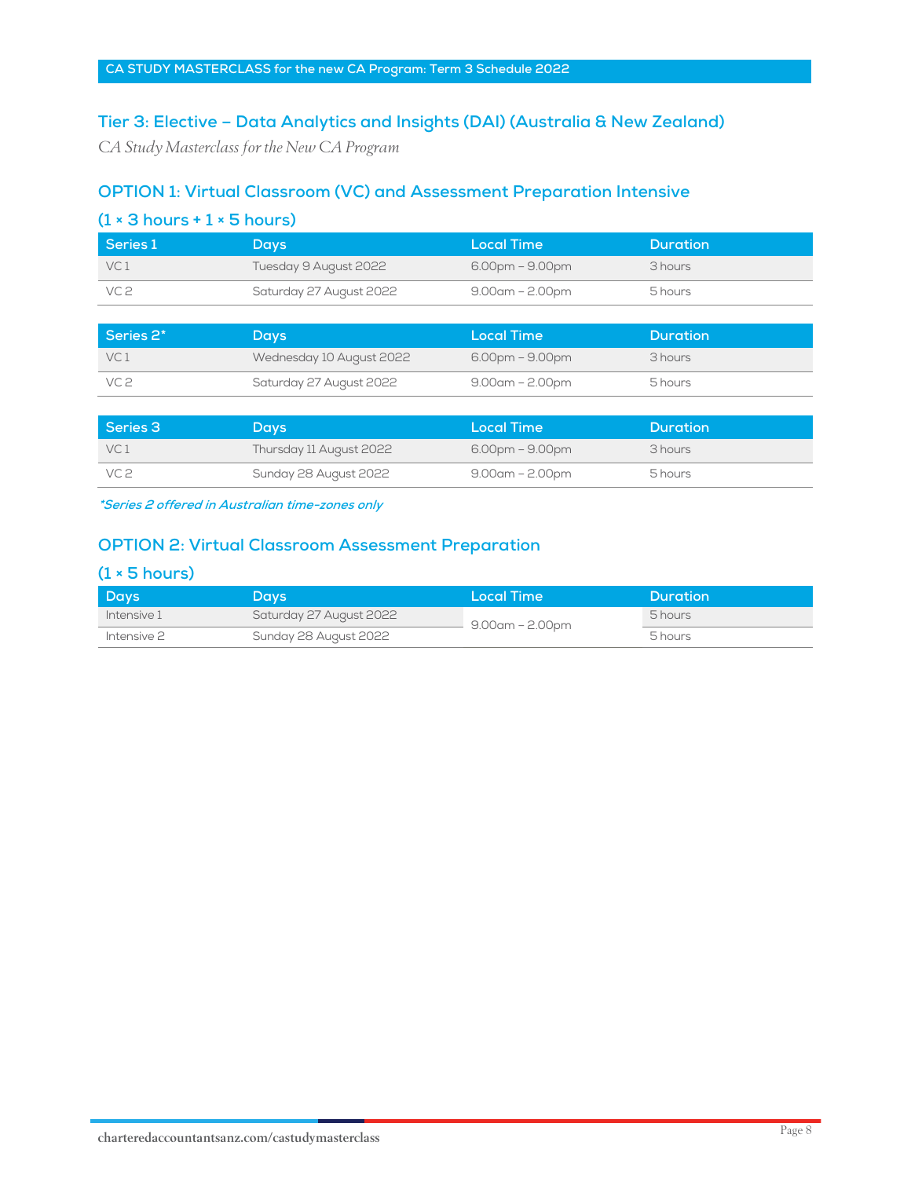CA STUDY MASTERCLASS for the new CA Program: Term 3 Schedule 2022

## Tier 3: Elective – Data Analytics and Insights (DAI) (Australia & New Zealand)

*CA Study Masterclass for the New CA Program*

### OPTION 1: Virtual Classroom (VC) and Assessment Preparation Intensive

### (1 × 3 hours + 1 × 5 hours)

| Series 1 | Days | Local Time | Duration |
|---|---|---|---|
| VC 1 | Tuesday 9 August 2022 | 6.00pm – 9.00pm | 3 hours |
| VC 2 | Saturday 27 August 2022 | 9.00am – 2.00pm | 5 hours |

| Series 2* | Days | Local Time | Duration |
|---|---|---|---|
| VC 1 | Wednesday 10 August 2022 | 6.00pm – 9.00pm | 3 hours |
| VC 2 | Saturday 27 August 2022 | 9.00am – 2.00pm | 5 hours |

| Series 3 | Days | Local Time | Duration |
|---|---|---|---|
| VC 1 | Thursday 11 August 2022 | 6.00pm – 9.00pm | 3 hours |
| VC 2 | Sunday 28 August 2022 | 9.00am – 2.00pm | 5 hours |

***Series 2 offered in Australian time-zones only***

### OPTION 2: Virtual Classroom Assessment Preparation

### (1 × 5 hours)

| Days | Days | Local Time | Duration |
|---|---|---|---|
| Intensive 1 | Saturday 27 August 2022 | 9.00am – 2.00pm | 5 hours |
| Intensive 2 | Sunday 28 August 2022 | | 5 hours |

charteredaccountantsanz.com/castudymasterclass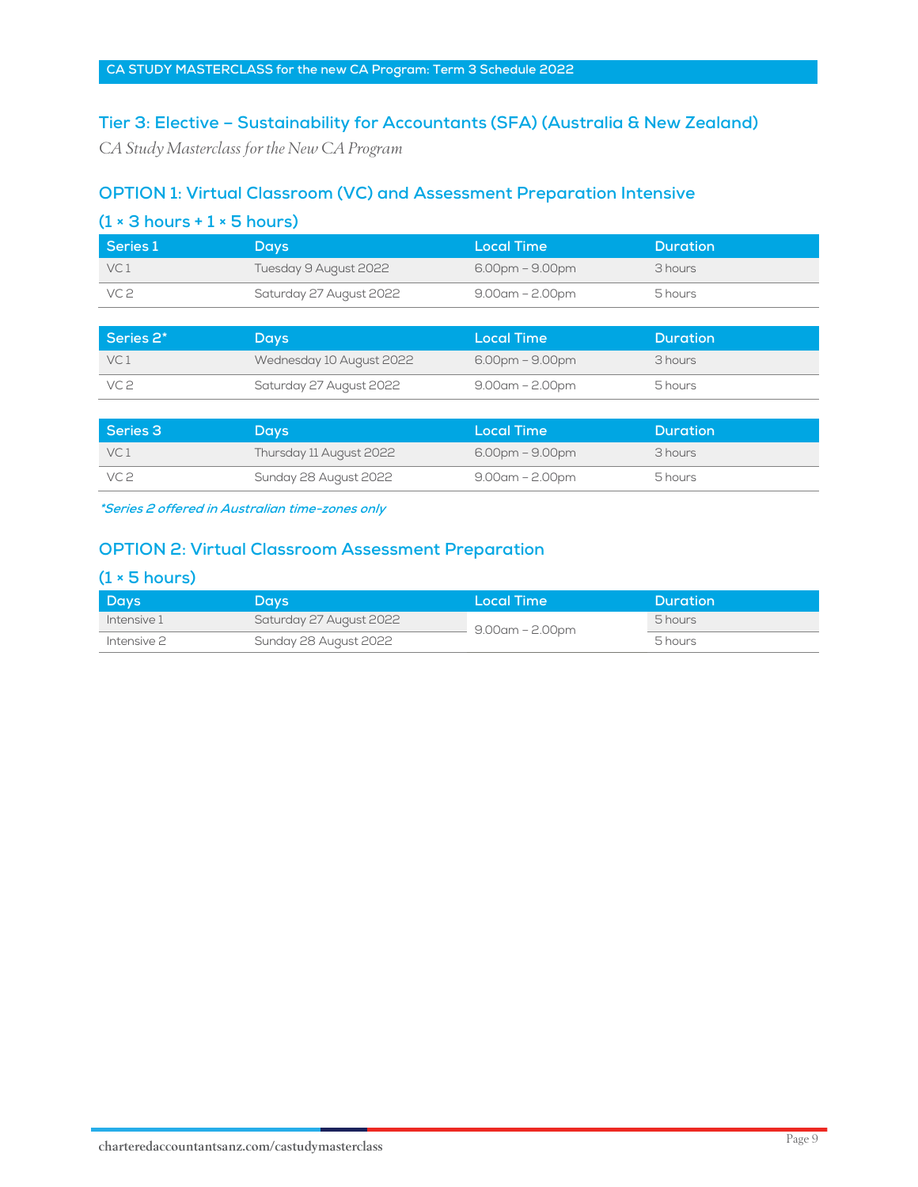## Tier 3: Elective – Sustainability for Accountants (SFA) (Australia & New Zealand)

*CA Study Masterclass for the New CA Program*

### OPTION 1: Virtual Classroom (VC) and Assessment Preparation Intensive

### (1 × 3 hours + 1 × 5 hours)

| Series 1 | Days | Local Time | Duration |
|---|---|---|---|
| VC 1 | Tuesday 9 August 2022 | 6.00pm – 9.00pm | 3 hours |
| VC 2 | Saturday 27 August 2022 | 9.00am – 2.00pm | 5 hours |

| Series 2* | Days | Local Time | Duration |
|---|---|---|---|
| VC 1 | Wednesday 10 August 2022 | 6.00pm – 9.00pm | 3 hours |
| VC 2 | Saturday 27 August 2022 | 9.00am – 2.00pm | 5 hours |

| Series 3 | Days | Local Time | Duration |
|---|---|---|---|
| VC 1 | Thursday 11 August 2022 | 6.00pm – 9.00pm | 3 hours |
| VC 2 | Sunday 28 August 2022 | 9.00am – 2.00pm | 5 hours |

***Series 2 offered in Australian time-zones only***

### OPTION 2: Virtual Classroom Assessment Preparation

### (1 × 5 hours)

| Days | Days | Local Time | Duration |
|---|---|---|---|
| Intensive 1 | Saturday 27 August 2022 | 9.00am – 2.00pm | 5 hours |
| Intensive 2 | Sunday 28 August 2022 | 9.00am – 2.00pm | 5 hours |

charteredaccountantsanz.com/castudymasterclass